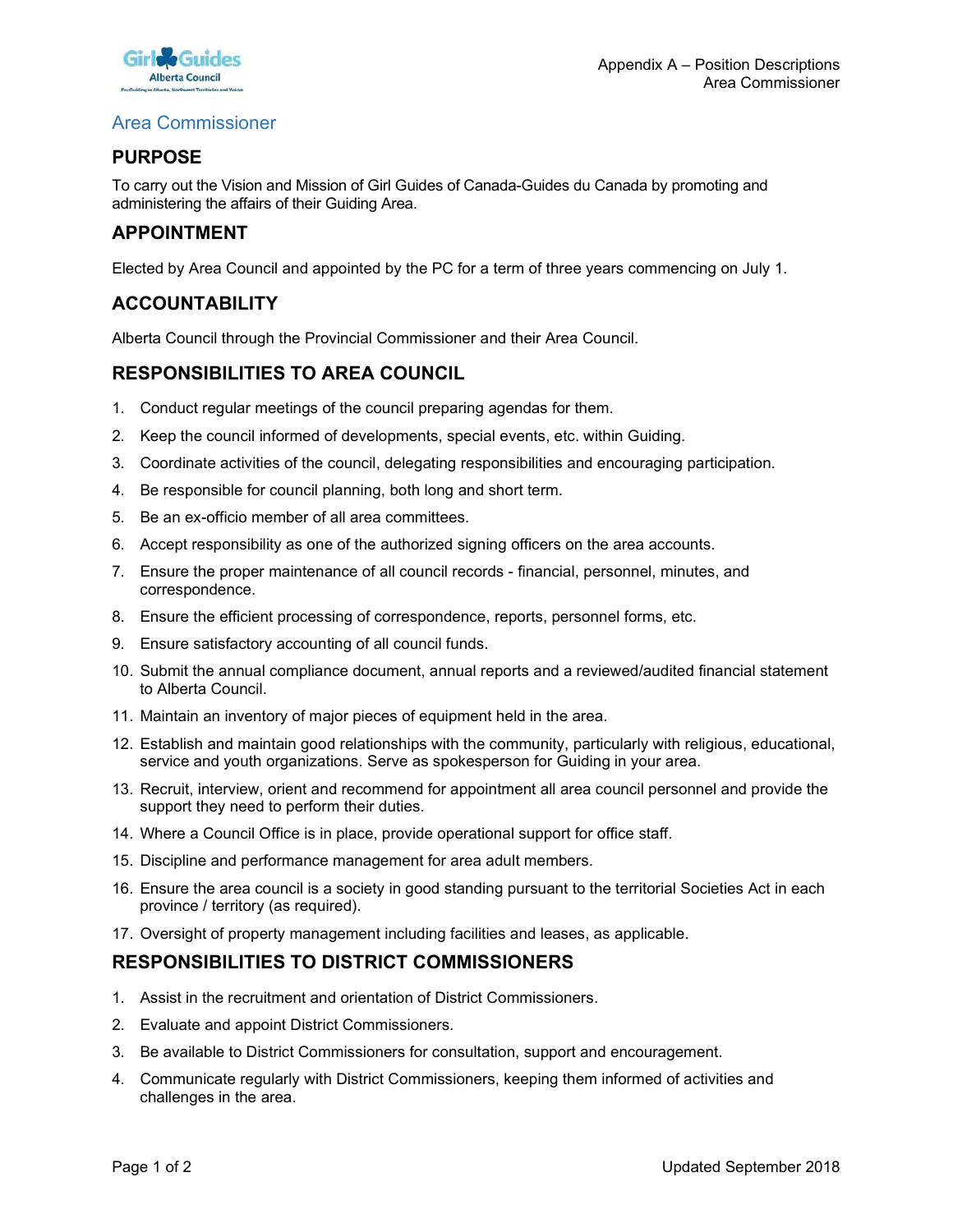# Area Commissioner

## PURPOSE

To carry out the Vision and Mission of Girl Guides of Canada-Guides du Canada by promoting and administering the affairs of their Guiding Area.

## APPOINTMENT

Elected by Area Council and appointed by the PC for a term of three years commencing on July 1.

## ACCOUNTABILITY

Alberta Council through the Provincial Commissioner and their Area Council.

## RESPONSIBILITIES TO AREA COUNCIL

1. Conduct regular meetings of the council preparing agendas for them.
2. Keep the council informed of developments, special events, etc. within Guiding.
3. Coordinate activities of the council, delegating responsibilities and encouraging participation.
4. Be responsible for council planning, both long and short term.
5. Be an ex-officio member of all area committees.
6. Accept responsibility as one of the authorized signing officers on the area accounts.
7. Ensure the proper maintenance of all council records - financial, personnel, minutes, and correspondence.
8. Ensure the efficient processing of correspondence, reports, personnel forms, etc.
9. Ensure satisfactory accounting of all council funds.
10. Submit the annual compliance document, annual reports and a reviewed/audited financial statement to Alberta Council.
11. Maintain an inventory of major pieces of equipment held in the area.
12. Establish and maintain good relationships with the community, particularly with religious, educational, service and youth organizations. Serve as spokesperson for Guiding in your area.
13. Recruit, interview, orient and recommend for appointment all area council personnel and provide the support they need to perform their duties.
14. Where a Council Office is in place, provide operational support for office staff.
15. Discipline and performance management for area adult members.
16. Ensure the area council is a society in good standing pursuant to the territorial Societies Act in each province / territory (as required).
17. Oversight of property management including facilities and leases, as applicable.

## RESPONSIBILITIES TO DISTRICT COMMISSIONERS

1. Assist in the recruitment and orientation of District Commissioners.
2. Evaluate and appoint District Commissioners.
3. Be available to District Commissioners for consultation, support and encouragement.
4. Communicate regularly with District Commissioners, keeping them informed of activities and challenges in the area.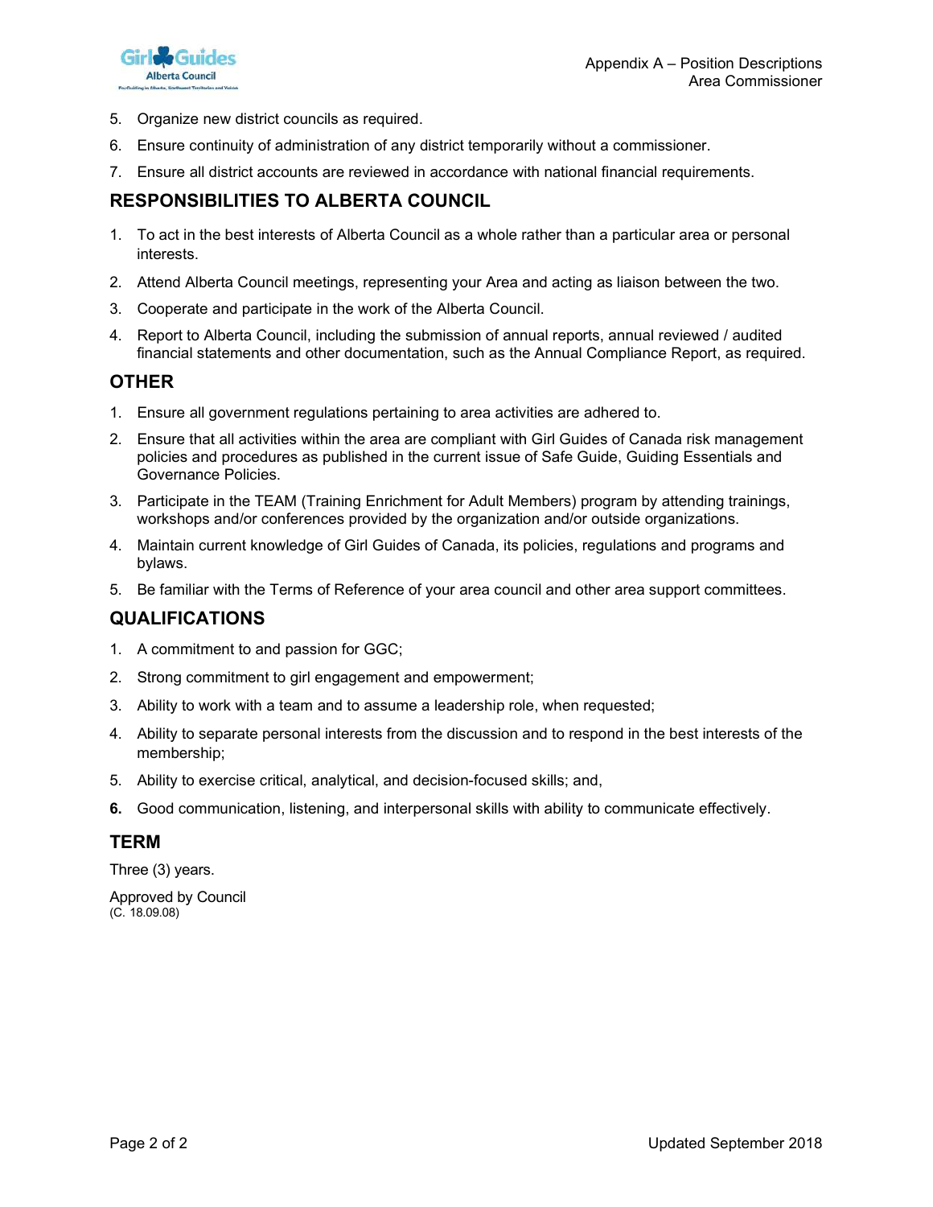5. Organize new district councils as required.
6. Ensure continuity of administration of any district temporarily without a commissioner.
7. Ensure all district accounts are reviewed in accordance with national financial requirements.

## RESPONSIBILITIES TO ALBERTA COUNCIL

1. To act in the best interests of Alberta Council as a whole rather than a particular area or personal interests.
2. Attend Alberta Council meetings, representing your Area and acting as liaison between the two.
3. Cooperate and participate in the work of the Alberta Council.
4. Report to Alberta Council, including the submission of annual reports, annual reviewed / audited financial statements and other documentation, such as the Annual Compliance Report, as required.

## OTHER

1. Ensure all government regulations pertaining to area activities are adhered to.
2. Ensure that all activities within the area are compliant with Girl Guides of Canada risk management policies and procedures as published in the current issue of Safe Guide, Guiding Essentials and Governance Policies.
3. Participate in the TEAM (Training Enrichment for Adult Members) program by attending trainings, workshops and/or conferences provided by the organization and/or outside organizations.
4. Maintain current knowledge of Girl Guides of Canada, its policies, regulations and programs and bylaws.
5. Be familiar with the Terms of Reference of your area council and other area support committees.

## QUALIFICATIONS

1. A commitment to and passion for GGC;
2. Strong commitment to girl engagement and empowerment;
3. Ability to work with a team and to assume a leadership role, when requested;
4. Ability to separate personal interests from the discussion and to respond in the best interests of the membership;
5. Ability to exercise critical, analytical, and decision-focused skills; and,
6. Good communication, listening, and interpersonal skills with ability to communicate effectively.

## TERM

Three (3) years.

Approved by Council
(C. 18.09.08)